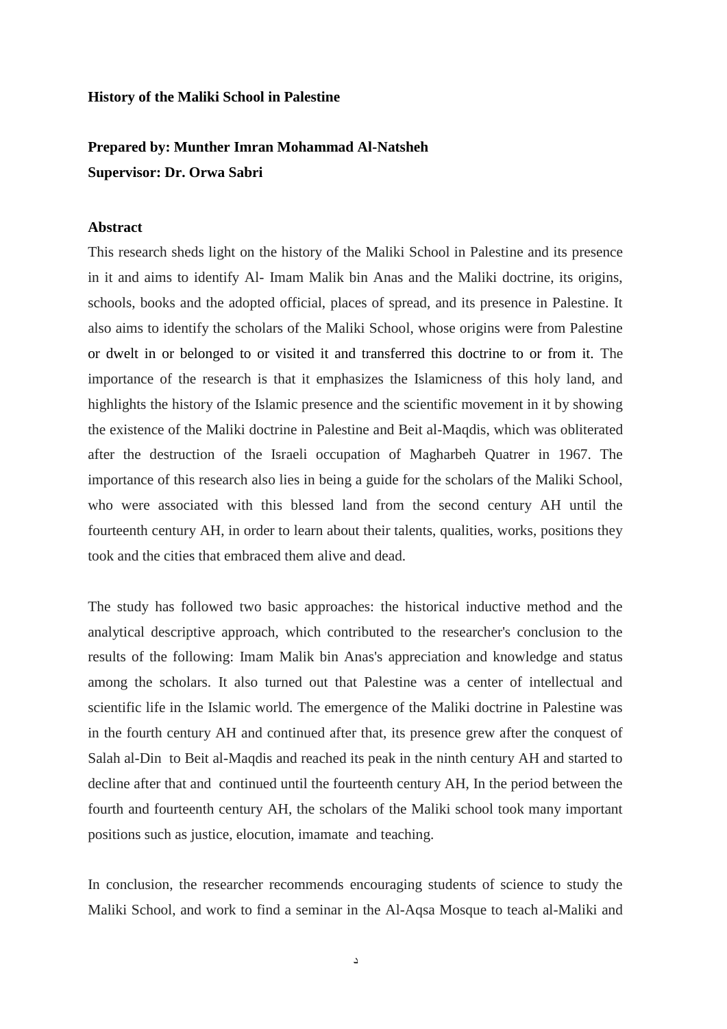**History of the Maliki School in Palestine**

**Prepared by: Munther Imran Mohammad Al-Natsheh**
**Supervisor: Dr. Orwa Sabri**

**Abstract**

This research sheds light on the history of the Maliki School in Palestine and its presence in it and aims to identify Al- Imam Malik bin Anas and the Maliki doctrine, its origins, schools, books and the adopted official, places of spread, and its presence in Palestine. It also aims to identify the scholars of the Maliki School, whose origins were from Palestine or dwelt in or belonged to or visited it and transferred this doctrine to or from it. The importance of the research is that it emphasizes the Islamicness of this holy land, and highlights the history of the Islamic presence and the scientific movement in it by showing the existence of the Maliki doctrine in Palestine and Beit al-Maqdis, which was obliterated after the destruction of the Israeli occupation of Magharbeh Quatrer in 1967. The importance of this research also lies in being a guide for the scholars of the Maliki School, who were associated with this blessed land from the second century AH until the fourteenth century AH, in order to learn about their talents, qualities, works, positions they took and the cities that embraced them alive and dead.

The study has followed two basic approaches: the historical inductive method and the analytical descriptive approach, which contributed to the researcher's conclusion to the results of the following: Imam Malik bin Anas's appreciation and knowledge and status among the scholars. It also turned out that Palestine was a center of intellectual and scientific life in the Islamic world. The emergence of the Maliki doctrine in Palestine was in the fourth century AH and continued after that, its presence grew after the conquest of Salah al-Din to Beit al-Maqdis and reached its peak in the ninth century AH and started to decline after that and continued until the fourteenth century AH, In the period between the fourth and fourteenth century AH, the scholars of the Maliki school took many important positions such as justice, elocution, imamate and teaching.

In conclusion, the researcher recommends encouraging students of science to study the Maliki School, and work to find a seminar in the Al-Aqsa Mosque to teach al-Maliki and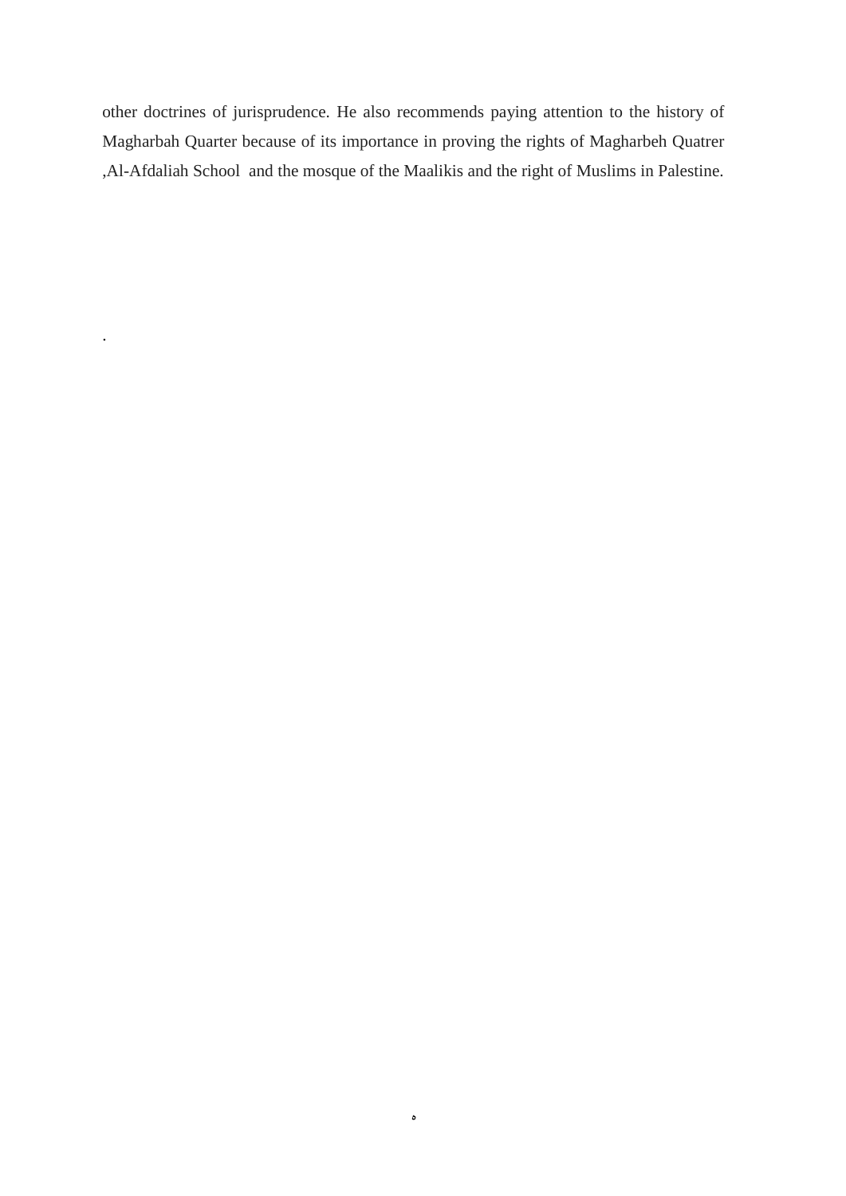other doctrines of jurisprudence. He also recommends paying attention to the history of Magharbah Quarter because of its importance in proving the rights of Magharbeh Quatrer ,Al-Afdaliah School and the mosque of the Maalikis and the right of Muslims in Palestine.

.